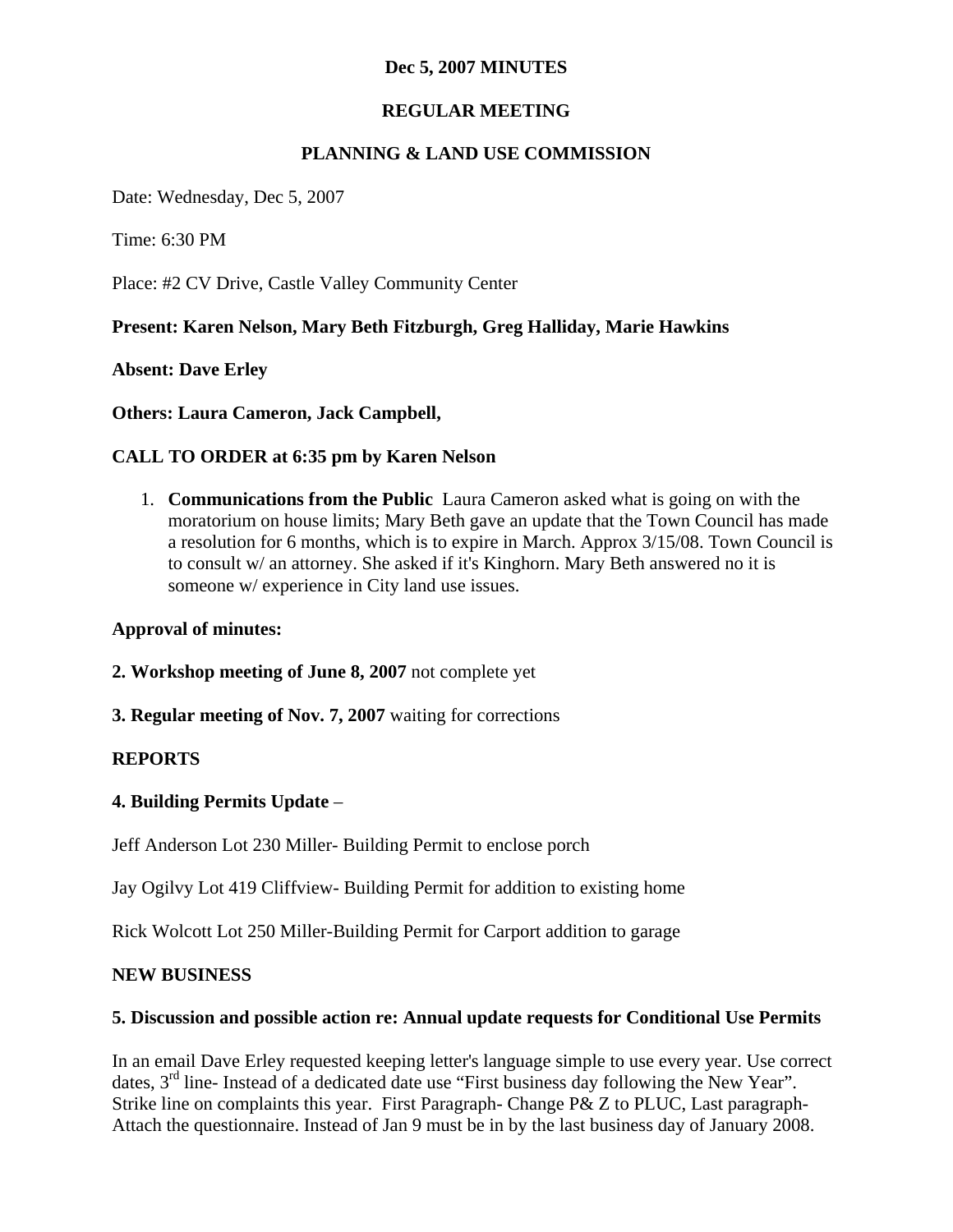**Dec 5, 2007 MINUTES**

**REGULAR MEETING**

**PLANNING & LAND USE COMMISSION**

Date: Wednesday, Dec 5, 2007

Time: 6:30 PM

Place: #2 CV Drive, Castle Valley Community Center

**Present: Karen Nelson, Mary Beth Fitzburgh, Greg Halliday, Marie Hawkins**

**Absent: Dave Erley**

**Others: Laura Cameron, Jack Campbell,**

**CALL TO ORDER at 6:35 pm by Karen Nelson**

1. **Communications from the Public** Laura Cameron asked what is going on with the moratorium on house limits; Mary Beth gave an update that the Town Council has made a resolution for 6 months, which is to expire in March. Approx 3/15/08. Town Council is to consult w/ an attorney. She asked if it's Kinghorn. Mary Beth answered no it is someone w/ experience in City land use issues.

**Approval of minutes:**

**2. Workshop meeting of June 8, 2007** not complete yet

**3. Regular meeting of Nov. 7, 2007** waiting for corrections

**REPORTS**

**4. Building Permits Update** –

Jeff Anderson Lot 230 Miller- Building Permit to enclose porch

Jay Ogilvy Lot 419 Cliffview- Building Permit for addition to existing home

Rick Wolcott Lot 250 Miller-Building Permit for Carport addition to garage

**NEW BUSINESS**

**5. Discussion and possible action re: Annual update requests for Conditional Use Permits**

In an email Dave Erley requested keeping letter's language simple to use every year. Use correct dates, 3rd line- Instead of a dedicated date use "First business day following the New Year". Strike line on complaints this year. First Paragraph- Change P& Z to PLUC, Last paragraph- Attach the questionnaire. Instead of Jan 9 must be in by the last business day of January 2008.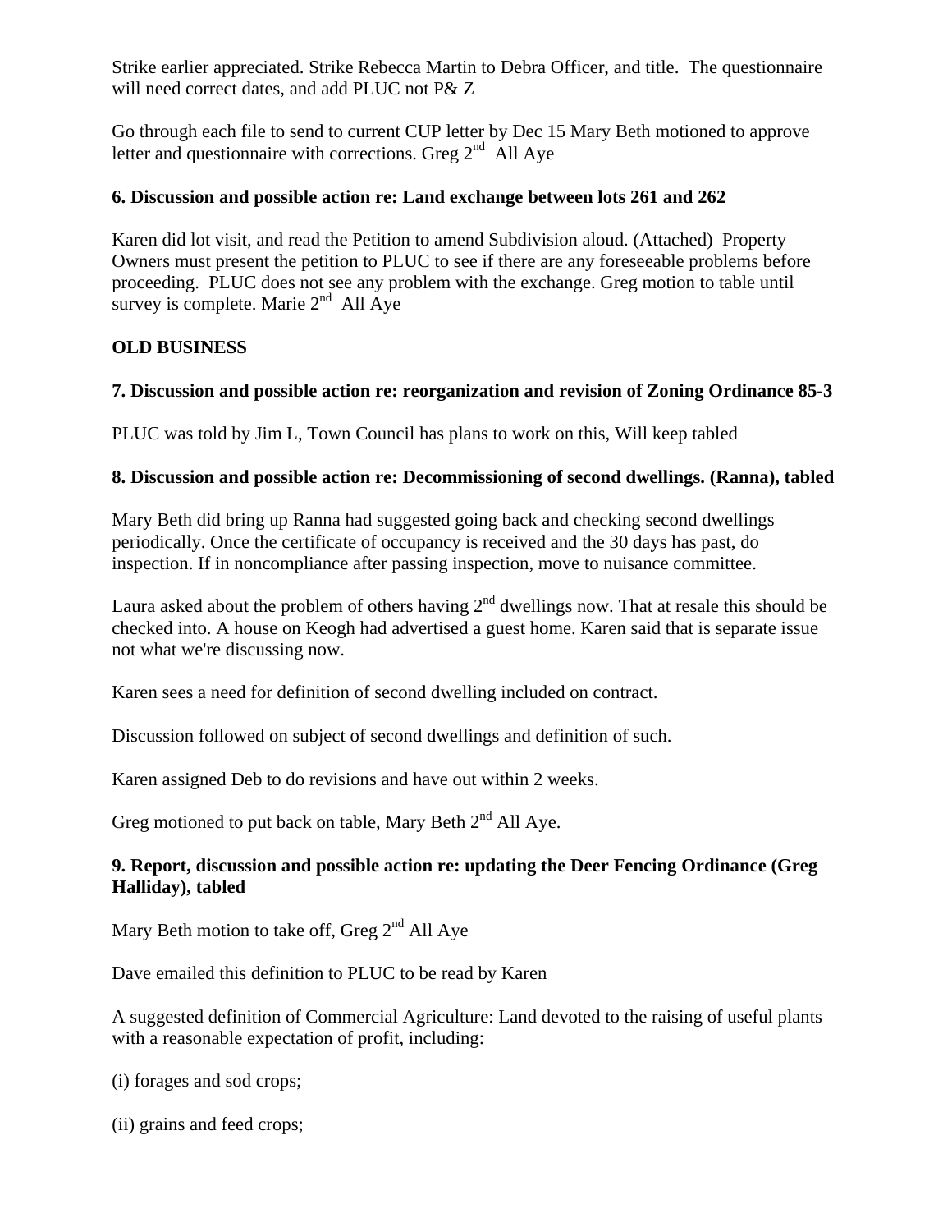Strike earlier appreciated. Strike Rebecca Martin to Debra Officer, and title. The questionnaire will need correct dates, and add PLUC not P& Z

Go through each file to send to current CUP letter by Dec 15 Mary Beth motioned to approve letter and questionnaire with corrections. Greg 2nd All Aye

**6. Discussion and possible action re: Land exchange between lots 261 and 262**

Karen did lot visit, and read the Petition to amend Subdivision aloud. (Attached) Property Owners must present the petition to PLUC to see if there are any foreseeable problems before proceeding. PLUC does not see any problem with the exchange. Greg motion to table until survey is complete. Marie 2nd All Aye

**OLD BUSINESS**

**7. Discussion and possible action re: reorganization and revision of Zoning Ordinance 85-3**

PLUC was told by Jim L, Town Council has plans to work on this, Will keep tabled

**8. Discussion and possible action re: Decommissioning of second dwellings. (Ranna), tabled**

Mary Beth did bring up Ranna had suggested going back and checking second dwellings periodically. Once the certificate of occupancy is received and the 30 days has past, do inspection. If in noncompliance after passing inspection, move to nuisance committee.

Laura asked about the problem of others having 2nd dwellings now. That at resale this should be checked into. A house on Keogh had advertised a guest home. Karen said that is separate issue not what we're discussing now.

Karen sees a need for definition of second dwelling included on contract.

Discussion followed on subject of second dwellings and definition of such.

Karen assigned Deb to do revisions and have out within 2 weeks.

Greg motioned to put back on table, Mary Beth 2nd All Aye.

**9. Report, discussion and possible action re: updating the Deer Fencing Ordinance (Greg Halliday), tabled**

Mary Beth motion to take off, Greg 2nd All Aye

Dave emailed this definition to PLUC to be read by Karen

A suggested definition of Commercial Agriculture: Land devoted to the raising of useful plants with a reasonable expectation of profit, including:

(i) forages and sod crops;

(ii) grains and feed crops;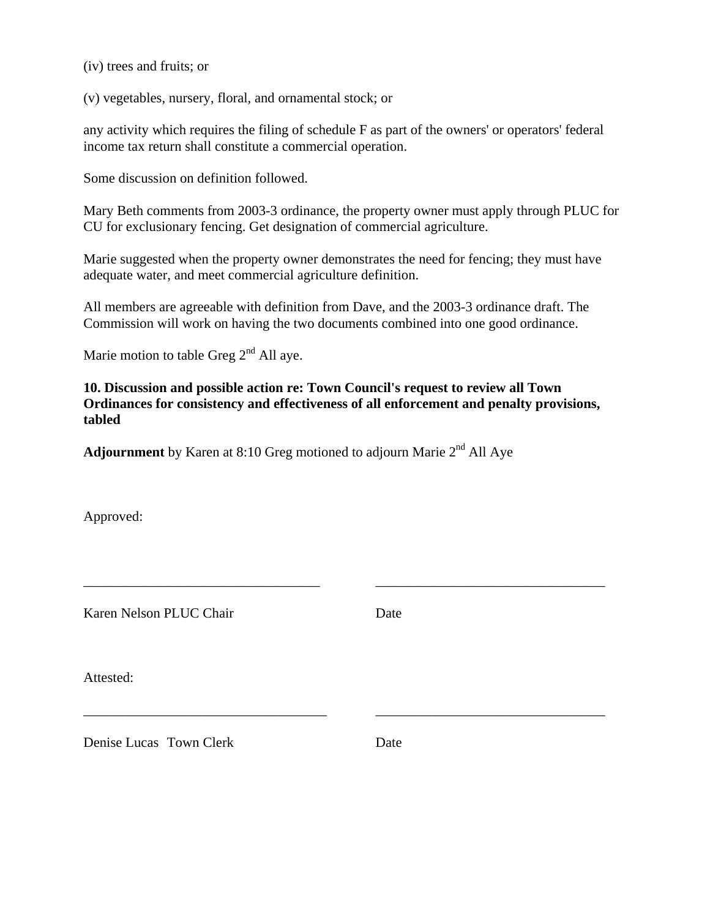(iv) trees and fruits; or

(v) vegetables, nursery, floral, and ornamental stock; or

any activity which requires the filing of schedule F as part of the owners' or operators' federal income tax return shall constitute a commercial operation.

Some discussion on definition followed.

Mary Beth comments from 2003-3 ordinance, the property owner must apply through PLUC for CU for exclusionary fencing. Get designation of commercial agriculture.

Marie suggested when the property owner demonstrates the need for fencing; they must have adequate water, and meet commercial agriculture definition.

All members are agreeable with definition from Dave, and the 2003-3 ordinance draft. The Commission will work on having the two documents combined into one good ordinance.

Marie motion to table Greg 2nd All aye.

**10. Discussion and possible action re: Town Council's request to review all Town Ordinances for consistency and effectiveness of all enforcement and penalty provisions, tabled**

**Adjournment** by Karen at 8:10 Greg motioned to adjourn Marie 2nd All Aye

Approved:

\_\_\_\_\_\_\_\_\_\_\_\_\_\_\_\_\_\_\_\_\_\_\_\_\_\_\_\_\_\_\_\_\_\_ \_\_\_\_\_\_\_\_\_\_\_\_\_\_\_\_\_\_\_\_\_\_\_\_\_\_\_\_\_\_\_\_\_\_

Karen Nelson PLUC Chair Date

Attested:

\_\_\_\_\_\_\_\_\_\_\_\_\_\_\_\_\_\_\_\_\_\_\_\_\_\_\_\_\_\_\_\_\_\_ \_\_\_\_\_\_\_\_\_\_\_\_\_\_\_\_\_\_\_\_\_\_\_\_\_\_\_\_\_\_\_\_\_\_

Denise Lucas Town Clerk Date